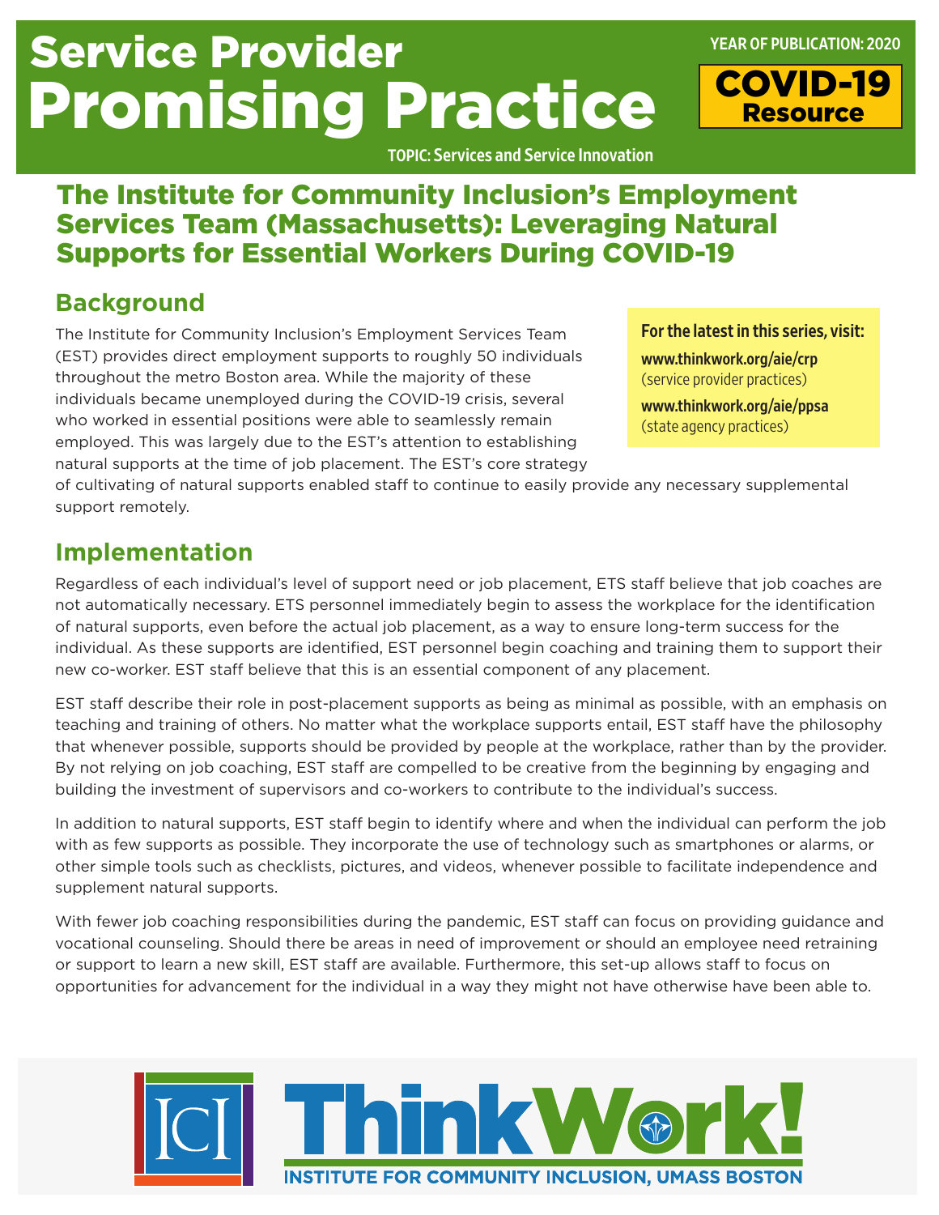# Service Provider Promising Practice

YEAR OF PUBLICATION: 2020

**COVID-19 Resource**

TOPIC: Services and Service Innovation

## The Institute for Community Inclusion's Employment Services Team (Massachusetts): Leveraging Natural Supports for Essential Workers During COVID-19

### Background

The Institute for Community Inclusion's Employment Services Team (EST) provides direct employment supports to roughly 50 individuals throughout the metro Boston area. While the majority of these individuals became unemployed during the COVID-19 crisis, several who worked in essential positions were able to seamlessly remain employed. This was largely due to the EST's attention to establishing natural supports at the time of job placement. The EST's core strategy of cultivating of natural supports enabled staff to continue to easily provide any necessary supplemental support remotely.

**For the latest in this series, visit:**

**www.thinkwork.org/aie/crp**
(service provider practices)

**www.thinkwork.org/aie/ppsa**
(state agency practices)

### Implementation

Regardless of each individual's level of support need or job placement, ETS staff believe that job coaches are not automatically necessary. ETS personnel immediately begin to assess the workplace for the identification of natural supports, even before the actual job placement, as a way to ensure long-term success for the individual. As these supports are identified, EST personnel begin coaching and training them to support their new co-worker. EST staff believe that this is an essential component of any placement.

EST staff describe their role in post-placement supports as being as minimal as possible, with an emphasis on teaching and training of others. No matter what the workplace supports entail, EST staff have the philosophy that whenever possible, supports should be provided by people at the workplace, rather than by the provider. By not relying on job coaching, EST staff are compelled to be creative from the beginning by engaging and building the investment of supervisors and co-workers to contribute to the individual's success.

In addition to natural supports, EST staff begin to identify where and when the individual can perform the job with as few supports as possible. They incorporate the use of technology such as smartphones or alarms, or other simple tools such as checklists, pictures, and videos, whenever possible to facilitate independence and supplement natural supports.

With fewer job coaching responsibilities during the pandemic, EST staff can focus on providing guidance and vocational counseling. Should there be areas in need of improvement or should an employee need retraining or support to learn a new skill, EST staff are available. Furthermore, this set-up allows staff to focus on opportunities for advancement for the individual in a way they might not have otherwise have been able to.

ThinkWork!
INSTITUTE FOR COMMUNITY INCLUSION, UMASS BOSTON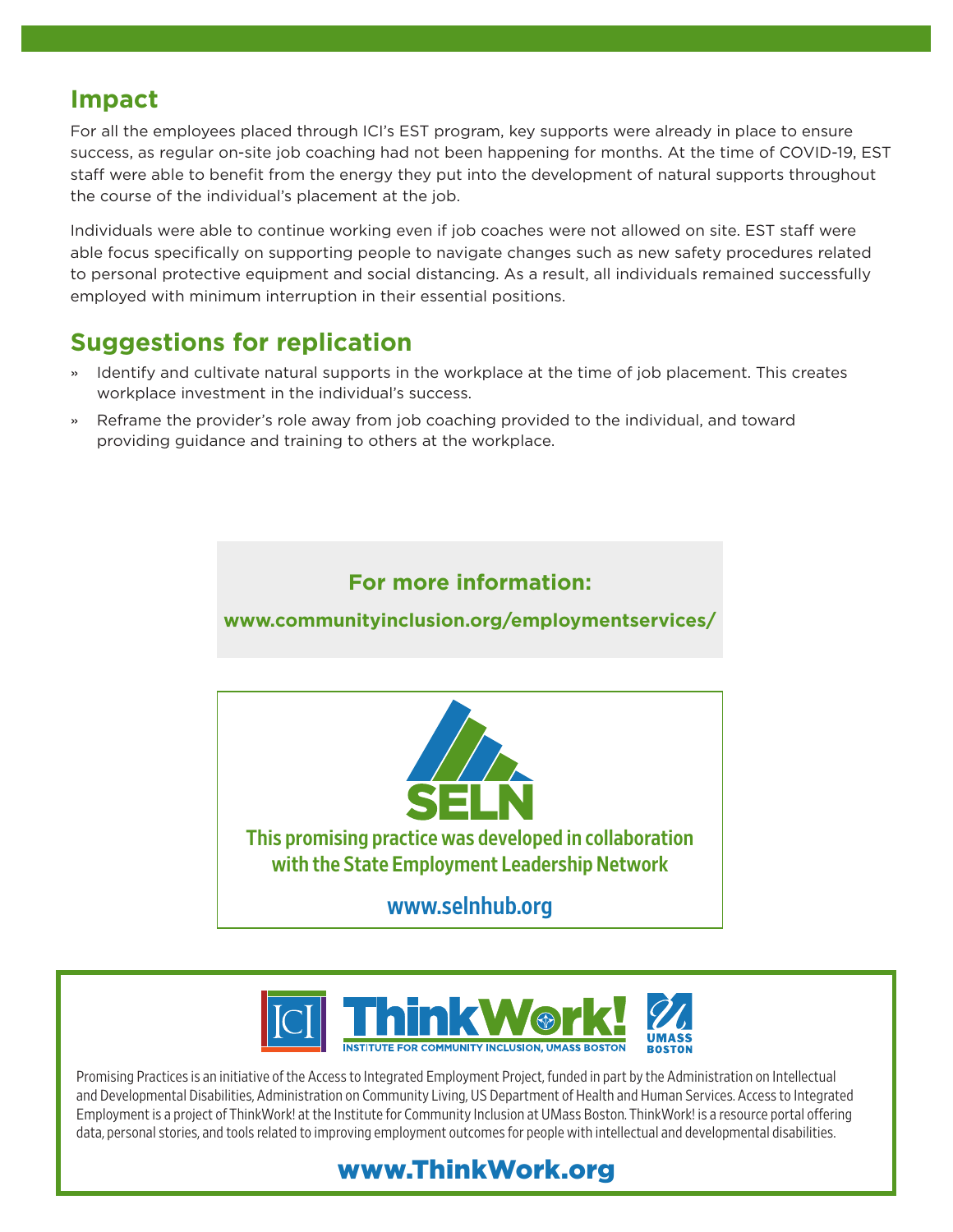## Impact

For all the employees placed through ICI's EST program, key supports were already in place to ensure success, as regular on-site job coaching had not been happening for months. At the time of COVID-19, EST staff were able to benefit from the energy they put into the development of natural supports throughout the course of the individual's placement at the job.

Individuals were able to continue working even if job coaches were not allowed on site. EST staff were able focus specifically on supporting people to navigate changes such as new safety procedures related to personal protective equipment and social distancing. As a result, all individuals remained successfully employed with minimum interruption in their essential positions.

## Suggestions for replication

- Identify and cultivate natural supports in the workplace at the time of job placement. This creates workplace investment in the individual's success.
- Reframe the provider's role away from job coaching provided to the individual, and toward providing guidance and training to others at the workplace.

**For more information:**

**www.communityinclusion.org/employmentservices/**

SELN

This promising practice was developed in collaboration with the State Employment Leadership Network

www.selnhub.org

ICI ThinkWork! INSTITUTE FOR COMMUNITY INCLUSION, UMASS BOSTON UMASS BOSTON

Promising Practices is an initiative of the Access to Integrated Employment Project, funded in part by the Administration on Intellectual and Developmental Disabilities, Administration on Community Living, US Department of Health and Human Services. Access to Integrated Employment is a project of ThinkWork! at the Institute for Community Inclusion at UMass Boston. ThinkWork! is a resource portal offering data, personal stories, and tools related to improving employment outcomes for people with intellectual and developmental disabilities.

**www.ThinkWork.org**